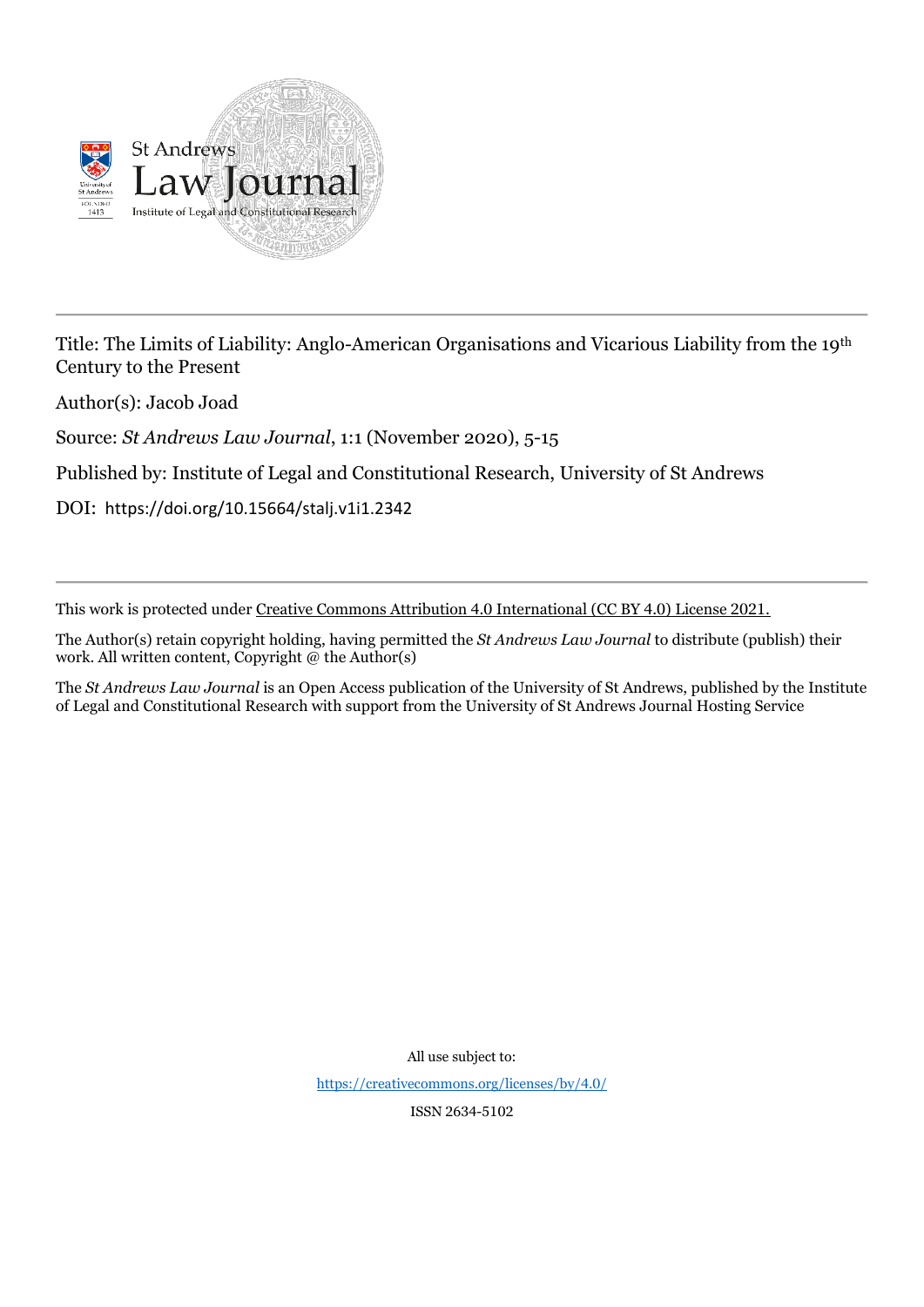St Andrews
Law Journal
Institute of Legal and Constitutional Research

---

Title: The Limits of Liability: Anglo-American Organisations and Vicarious Liability from the 19th Century to the Present

Author(s): Jacob Joad

Source: *St Andrews Law Journal*, 1:1 (November 2020), 5-15

Published by: Institute of Legal and Constitutional Research, University of St Andrews

DOI: https://doi.org/10.15664/stalj.v1i1.2342

---

This work is protected under Creative Commons Attribution 4.0 International (CC BY 4.0) License 2021.

The Author(s) retain copyright holding, having permitted the *St Andrews Law Journal* to distribute (publish) their work. All written content, Copyright @ the Author(s)

The *St Andrews Law Journal* is an Open Access publication of the University of St Andrews, published by the Institute of Legal and Constitutional Research with support from the University of St Andrews Journal Hosting Service

All use subject to:

https://creativecommons.org/licenses/by/4.0/

ISSN 2634-5102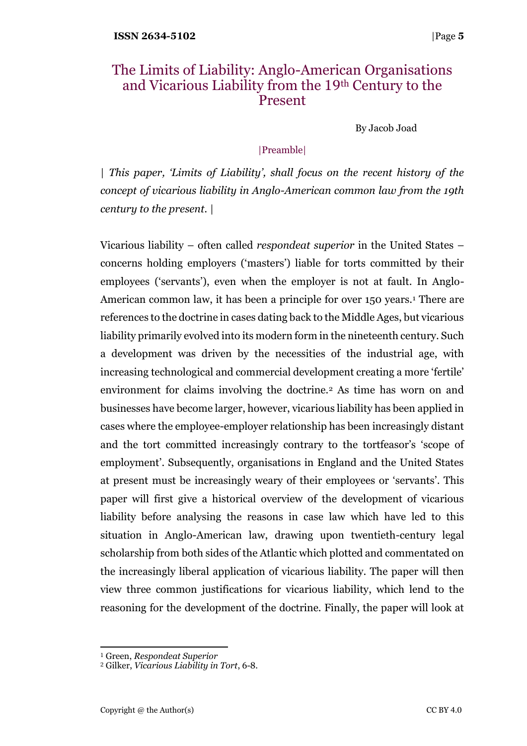# The Limits of Liability: Anglo-American Organisations and Vicarious Liability from the 19th Century to the Present

By Jacob Joad

|Preamble|

| *This paper, 'Limits of Liability', shall focus on the recent history of the concept of vicarious liability in Anglo-American common law from the 19th century to the present.* |

Vicarious liability – often called *respondeat superior* in the United States – concerns holding employers ('masters') liable for torts committed by their employees ('servants'), even when the employer is not at fault. In Anglo-American common law, it has been a principle for over 150 years.[1] There are references to the doctrine in cases dating back to the Middle Ages, but vicarious liability primarily evolved into its modern form in the nineteenth century. Such a development was driven by the necessities of the industrial age, with increasing technological and commercial development creating a more 'fertile' environment for claims involving the doctrine.[2] As time has worn on and businesses have become larger, however, vicarious liability has been applied in cases where the employee-employer relationship has been increasingly distant and the tort committed increasingly contrary to the tortfeasor's 'scope of employment'. Subsequently, organisations in England and the United States at present must be increasingly weary of their employees or 'servants'. This paper will first give a historical overview of the development of vicarious liability before analysing the reasons in case law which have led to this situation in Anglo-American law, drawing upon twentieth-century legal scholarship from both sides of the Atlantic which plotted and commentated on the increasingly liberal application of vicarious liability. The paper will then view three common justifications for vicarious liability, which lend to the reasoning for the development of the doctrine. Finally, the paper will look at

[1] Green, *Respondeat Superior*

[2] Gilker, *Vicarious Liability in Tort*, 6-8.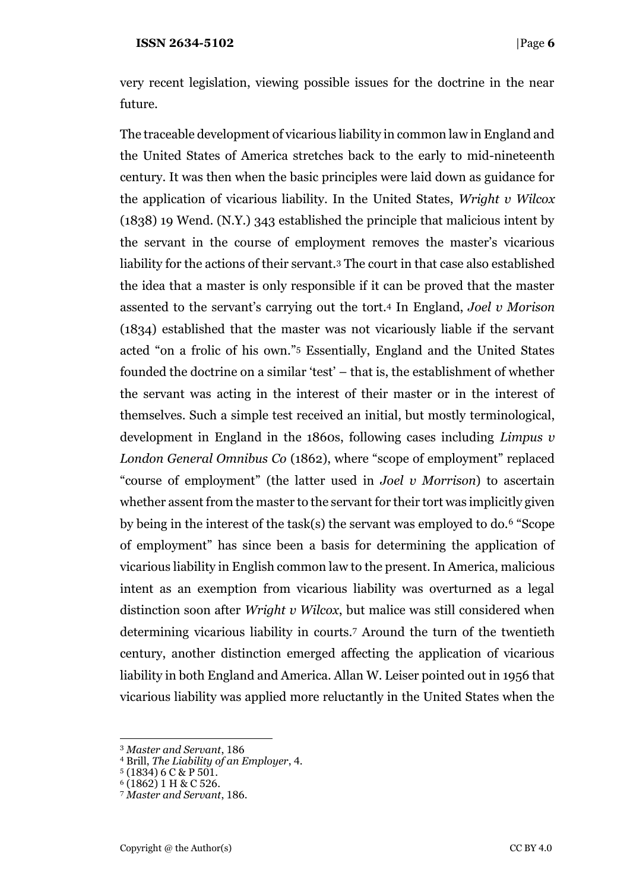very recent legislation, viewing possible issues for the doctrine in the near future.

The traceable development of vicarious liability in common law in England and the United States of America stretches back to the early to mid-nineteenth century. It was then when the basic principles were laid down as guidance for the application of vicarious liability. In the United States, *Wright v Wilcox* (1838) 19 Wend. (N.Y.) 343 established the principle that malicious intent by the servant in the course of employment removes the master's vicarious liability for the actions of their servant.[3] The court in that case also established the idea that a master is only responsible if it can be proved that the master assented to the servant's carrying out the tort.[4] In England, *Joel v Morison* (1834) established that the master was not vicariously liable if the servant acted "on a frolic of his own."[5] Essentially, England and the United States founded the doctrine on a similar 'test' – that is, the establishment of whether the servant was acting in the interest of their master or in the interest of themselves. Such a simple test received an initial, but mostly terminological, development in England in the 1860s, following cases including *Limpus v London General Omnibus Co* (1862), where "scope of employment" replaced "course of employment" (the latter used in *Joel v Morrison*) to ascertain whether assent from the master to the servant for their tort was implicitly given by being in the interest of the task(s) the servant was employed to do.[6] "Scope of employment" has since been a basis for determining the application of vicarious liability in English common law to the present. In America, malicious intent as an exemption from vicarious liability was overturned as a legal distinction soon after *Wright v Wilcox*, but malice was still considered when determining vicarious liability in courts.[7] Around the turn of the twentieth century, another distinction emerged affecting the application of vicarious liability in both England and America. Allan W. Leiser pointed out in 1956 that vicarious liability was applied more reluctantly in the United States when the

---

[3] *Master and Servant*, 186

[4] Brill, *The Liability of an Employer*, 4.

[5] (1834) 6 C & P 501.

[6] (1862) 1 H & C 526.

[7] *Master and Servant*, 186.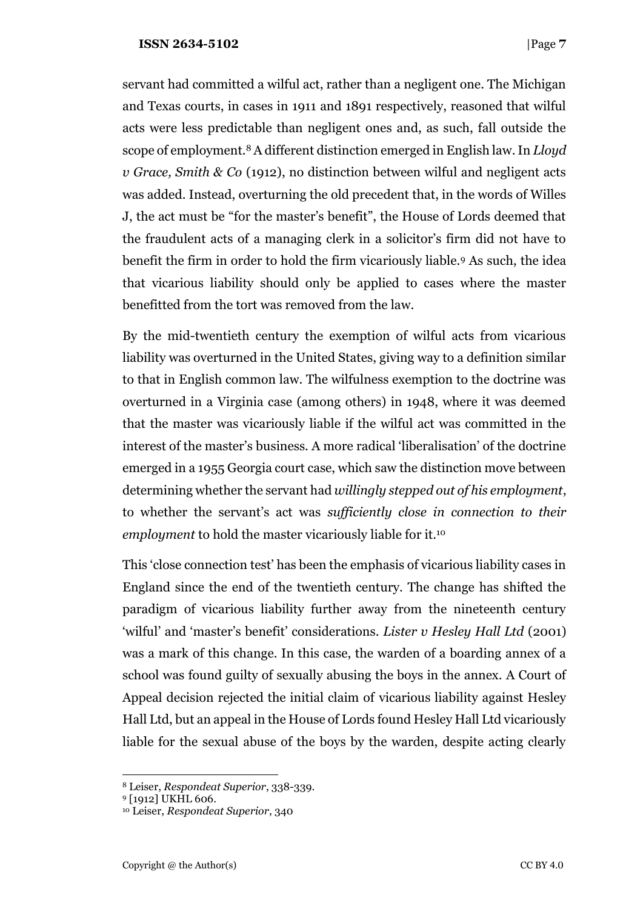servant had committed a wilful act, rather than a negligent one. The Michigan and Texas courts, in cases in 1911 and 1891 respectively, reasoned that wilful acts were less predictable than negligent ones and, as such, fall outside the scope of employment.[8] A different distinction emerged in English law. In *Lloyd v Grace, Smith & Co* (1912), no distinction between wilful and negligent acts was added. Instead, overturning the old precedent that, in the words of Willes J, the act must be "for the master's benefit", the House of Lords deemed that the fraudulent acts of a managing clerk in a solicitor's firm did not have to benefit the firm in order to hold the firm vicariously liable.[9] As such, the idea that vicarious liability should only be applied to cases where the master benefitted from the tort was removed from the law.

By the mid-twentieth century the exemption of wilful acts from vicarious liability was overturned in the United States, giving way to a definition similar to that in English common law. The wilfulness exemption to the doctrine was overturned in a Virginia case (among others) in 1948, where it was deemed that the master was vicariously liable if the wilful act was committed in the interest of the master's business. A more radical 'liberalisation' of the doctrine emerged in a 1955 Georgia court case, which saw the distinction move between determining whether the servant had *willingly stepped out of his employment*, to whether the servant's act was *sufficiently close in connection to their employment* to hold the master vicariously liable for it.[10]

This 'close connection test' has been the emphasis of vicarious liability cases in England since the end of the twentieth century. The change has shifted the paradigm of vicarious liability further away from the nineteenth century 'wilful' and 'master's benefit' considerations. *Lister v Hesley Hall Ltd* (2001) was a mark of this change. In this case, the warden of a boarding annex of a school was found guilty of sexually abusing the boys in the annex. A Court of Appeal decision rejected the initial claim of vicarious liability against Hesley Hall Ltd, but an appeal in the House of Lords found Hesley Hall Ltd vicariously liable for the sexual abuse of the boys by the warden, despite acting clearly

[8] Leiser, *Respondeat Superior*, 338-339.

[9] [1912] UKHL 606.

[10] Leiser, *Respondeat Superior*, 340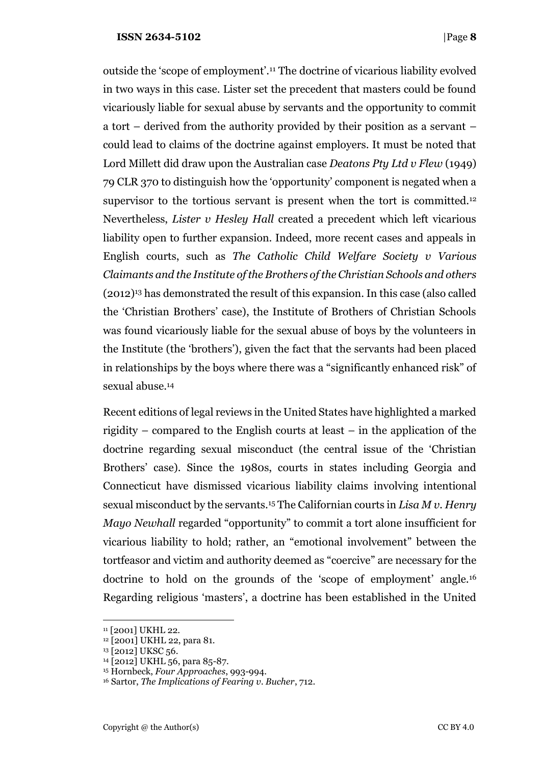outside the 'scope of employment'.[11] The doctrine of vicarious liability evolved in two ways in this case. Lister set the precedent that masters could be found vicariously liable for sexual abuse by servants and the opportunity to commit a tort – derived from the authority provided by their position as a servant – could lead to claims of the doctrine against employers. It must be noted that Lord Millett did draw upon the Australian case *Deatons Pty Ltd v Flew* (1949) 79 CLR 370 to distinguish how the 'opportunity' component is negated when a supervisor to the tortious servant is present when the tort is committed.[12] Nevertheless, *Lister v Hesley Hall* created a precedent which left vicarious liability open to further expansion. Indeed, more recent cases and appeals in English courts, such as *The Catholic Child Welfare Society v Various Claimants and the Institute of the Brothers of the Christian Schools and others* (2012)[13] has demonstrated the result of this expansion. In this case (also called the 'Christian Brothers' case), the Institute of Brothers of Christian Schools was found vicariously liable for the sexual abuse of boys by the volunteers in the Institute (the 'brothers'), given the fact that the servants had been placed in relationships by the boys where there was a "significantly enhanced risk" of sexual abuse.[14]

Recent editions of legal reviews in the United States have highlighted a marked rigidity – compared to the English courts at least – in the application of the doctrine regarding sexual misconduct (the central issue of the 'Christian Brothers' case). Since the 1980s, courts in states including Georgia and Connecticut have dismissed vicarious liability claims involving intentional sexual misconduct by the servants.[15] The Californian courts in *Lisa M v. Henry Mayo Newhall* regarded "opportunity" to commit a tort alone insufficient for vicarious liability to hold; rather, an "emotional involvement" between the tortfeasor and victim and authority deemed as "coercive" are necessary for the doctrine to hold on the grounds of the 'scope of employment' angle.[16] Regarding religious 'masters', a doctrine has been established in the United

---

[11] [2001] UKHL 22.

[12] [2001] UKHL 22, para 81.

[13] [2012] UKSC 56.

[14] [2012] UKHL 56, para 85-87.

[15] Hornbeck, *Four Approaches*, 993-994.

[16] Sartor, *The Implications of Fearing v. Bucher*, 712.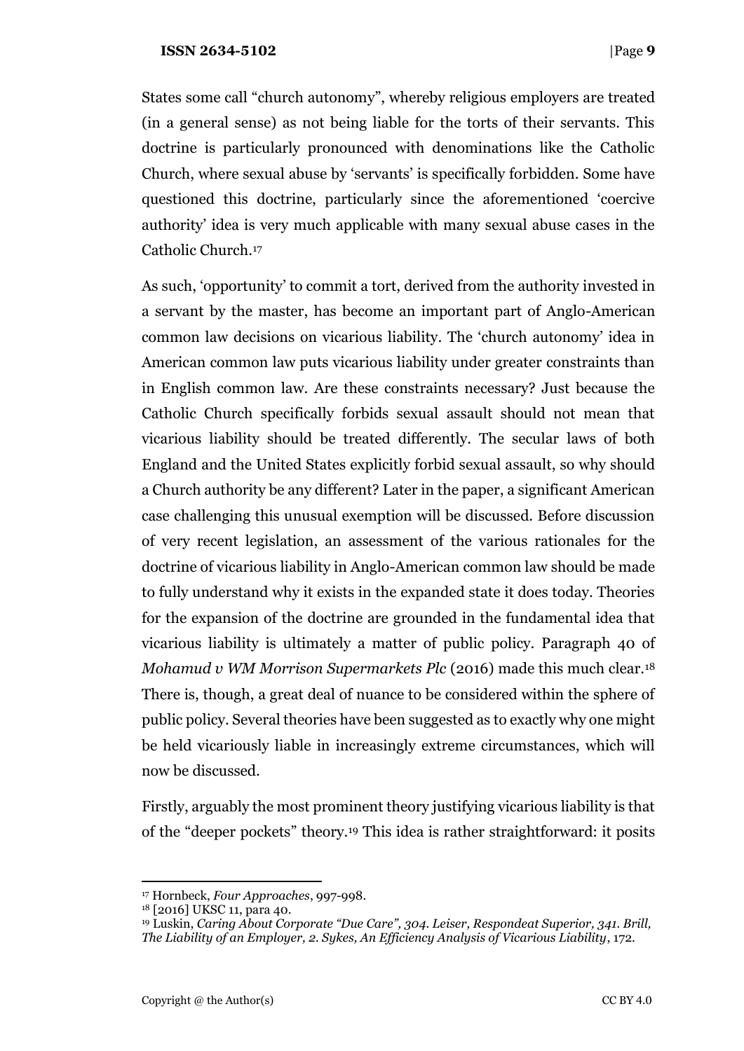States some call "church autonomy", whereby religious employers are treated (in a general sense) as not being liable for the torts of their servants. This doctrine is particularly pronounced with denominations like the Catholic Church, where sexual abuse by 'servants' is specifically forbidden. Some have questioned this doctrine, particularly since the aforementioned 'coercive authority' idea is very much applicable with many sexual abuse cases in the Catholic Church.[17]

As such, 'opportunity' to commit a tort, derived from the authority invested in a servant by the master, has become an important part of Anglo-American common law decisions on vicarious liability. The 'church autonomy' idea in American common law puts vicarious liability under greater constraints than in English common law. Are these constraints necessary? Just because the Catholic Church specifically forbids sexual assault should not mean that vicarious liability should be treated differently. The secular laws of both England and the United States explicitly forbid sexual assault, so why should a Church authority be any different? Later in the paper, a significant American case challenging this unusual exemption will be discussed. Before discussion of very recent legislation, an assessment of the various rationales for the doctrine of vicarious liability in Anglo-American common law should be made to fully understand why it exists in the expanded state it does today. Theories for the expansion of the doctrine are grounded in the fundamental idea that vicarious liability is ultimately a matter of public policy. Paragraph 40 of *Mohamud v WM Morrison Supermarkets Plc* (2016) made this much clear.[18] There is, though, a great deal of nuance to be considered within the sphere of public policy. Several theories have been suggested as to exactly why one might be held vicariously liable in increasingly extreme circumstances, which will now be discussed.

Firstly, arguably the most prominent theory justifying vicarious liability is that of the "deeper pockets" theory.[19] This idea is rather straightforward: it posits

---

[17] Hornbeck, *Four Approaches*, 997-998.

[18] [2016] UKSC 11, para 40.

[19] Luskin, *Caring About Corporate "Due Care", 304. Leiser, Respondeat Superior, 341. Brill, The Liability of an Employer, 2. Sykes, An Efficiency Analysis of Vicarious Liability*, 172.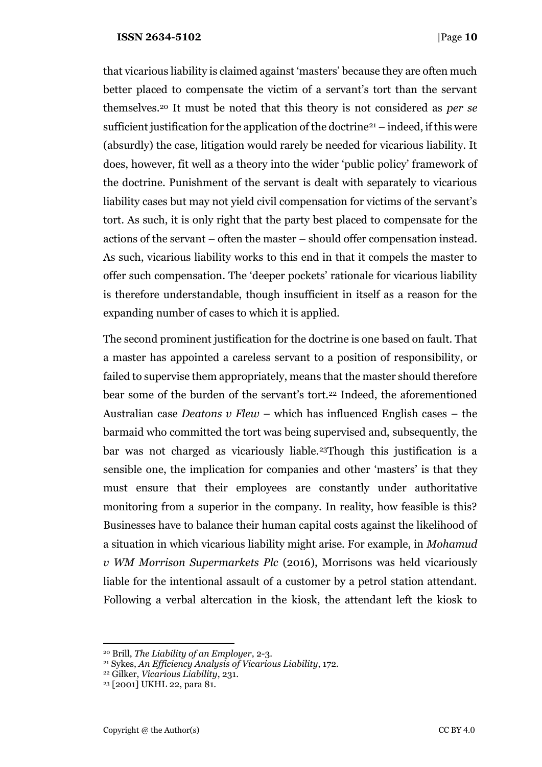that vicarious liability is claimed against 'masters' because they are often much better placed to compensate the victim of a servant's tort than the servant themselves.[20] It must be noted that this theory is not considered as *per se* sufficient justification for the application of the doctrine[21] – indeed, if this were (absurdly) the case, litigation would rarely be needed for vicarious liability. It does, however, fit well as a theory into the wider 'public policy' framework of the doctrine. Punishment of the servant is dealt with separately to vicarious liability cases but may not yield civil compensation for victims of the servant's tort. As such, it is only right that the party best placed to compensate for the actions of the servant – often the master – should offer compensation instead. As such, vicarious liability works to this end in that it compels the master to offer such compensation. The 'deeper pockets' rationale for vicarious liability is therefore understandable, though insufficient in itself as a reason for the expanding number of cases to which it is applied.

The second prominent justification for the doctrine is one based on fault. That a master has appointed a careless servant to a position of responsibility, or failed to supervise them appropriately, means that the master should therefore bear some of the burden of the servant's tort.[22] Indeed, the aforementioned Australian case *Deatons v Flew* – which has influenced English cases – the barmaid who committed the tort was being supervised and, subsequently, the bar was not charged as vicariously liable.[23]Though this justification is a sensible one, the implication for companies and other 'masters' is that they must ensure that their employees are constantly under authoritative monitoring from a superior in the company. In reality, how feasible is this? Businesses have to balance their human capital costs against the likelihood of a situation in which vicarious liability might arise. For example, in *Mohamud v WM Morrison Supermarkets Plc* (2016), Morrisons was held vicariously liable for the intentional assault of a customer by a petrol station attendant. Following a verbal altercation in the kiosk, the attendant left the kiosk to

---

[20] Brill, *The Liability of an Employer*, 2-3.

[21] Sykes, *An Efficiency Analysis of Vicarious Liability*, 172.

[22] Gilker, *Vicarious Liability*, 231.

[23] [2001] UKHL 22, para 81.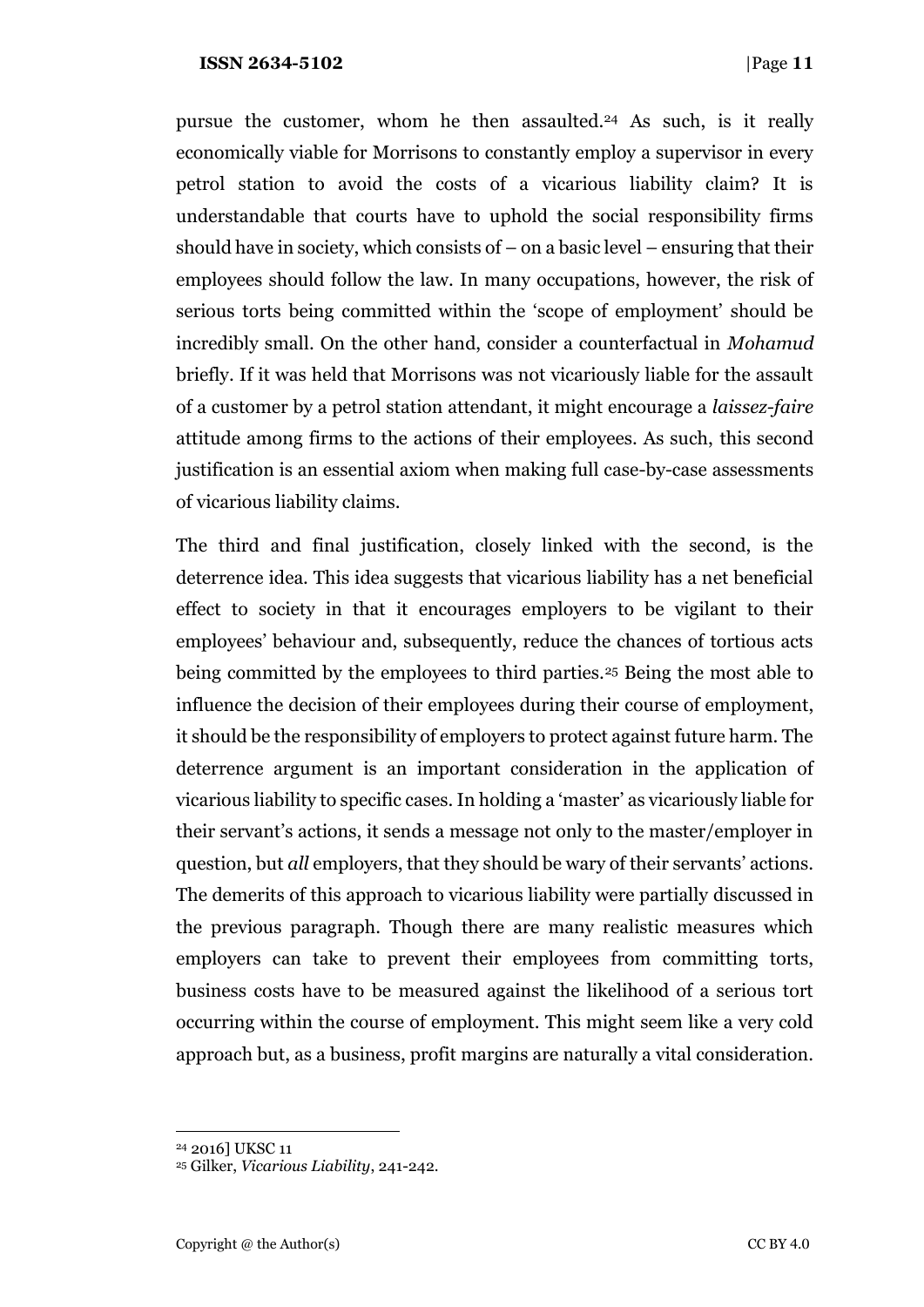pursue the customer, whom he then assaulted.[24] As such, is it really economically viable for Morrisons to constantly employ a supervisor in every petrol station to avoid the costs of a vicarious liability claim? It is understandable that courts have to uphold the social responsibility firms should have in society, which consists of – on a basic level – ensuring that their employees should follow the law. In many occupations, however, the risk of serious torts being committed within the 'scope of employment' should be incredibly small. On the other hand, consider a counterfactual in *Mohamud* briefly. If it was held that Morrisons was not vicariously liable for the assault of a customer by a petrol station attendant, it might encourage a *laissez-faire* attitude among firms to the actions of their employees. As such, this second justification is an essential axiom when making full case-by-case assessments of vicarious liability claims.

The third and final justification, closely linked with the second, is the deterrence idea. This idea suggests that vicarious liability has a net beneficial effect to society in that it encourages employers to be vigilant to their employees' behaviour and, subsequently, reduce the chances of tortious acts being committed by the employees to third parties.[25] Being the most able to influence the decision of their employees during their course of employment, it should be the responsibility of employers to protect against future harm. The deterrence argument is an important consideration in the application of vicarious liability to specific cases. In holding a 'master' as vicariously liable for their servant's actions, it sends a message not only to the master/employer in question, but *all* employers, that they should be wary of their servants' actions. The demerits of this approach to vicarious liability were partially discussed in the previous paragraph. Though there are many realistic measures which employers can take to prevent their employees from committing torts, business costs have to be measured against the likelihood of a serious tort occurring within the course of employment. This might seem like a very cold approach but, as a business, profit margins are naturally a vital consideration.

---

[24] 2016] UKSC 11

[25] Gilker, *Vicarious Liability*, 241-242.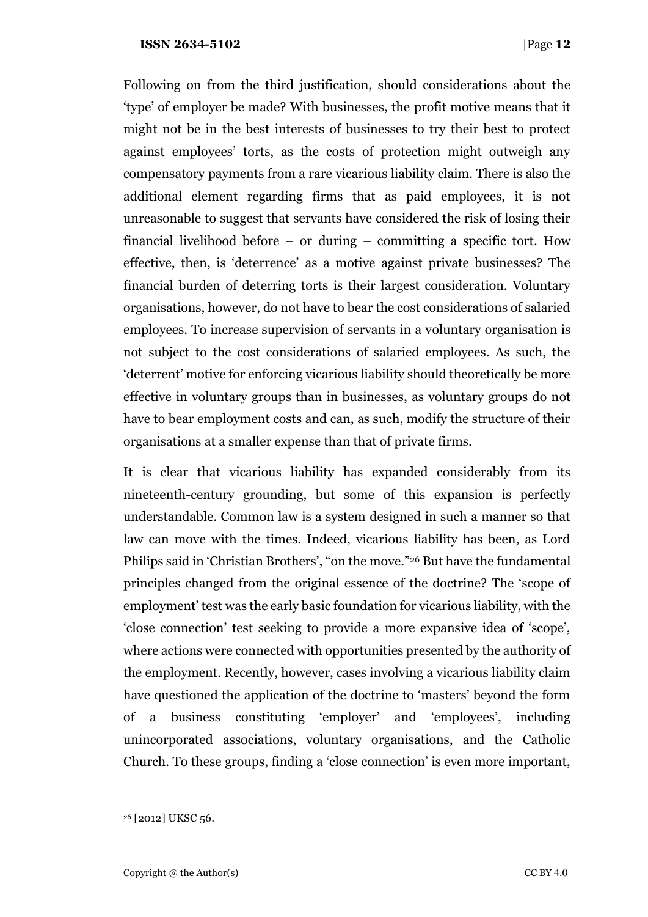Following on from the third justification, should considerations about the 'type' of employer be made? With businesses, the profit motive means that it might not be in the best interests of businesses to try their best to protect against employees' torts, as the costs of protection might outweigh any compensatory payments from a rare vicarious liability claim. There is also the additional element regarding firms that as paid employees, it is not unreasonable to suggest that servants have considered the risk of losing their financial livelihood before – or during – committing a specific tort. How effective, then, is 'deterrence' as a motive against private businesses? The financial burden of deterring torts is their largest consideration. Voluntary organisations, however, do not have to bear the cost considerations of salaried employees. To increase supervision of servants in a voluntary organisation is not subject to the cost considerations of salaried employees. As such, the 'deterrent' motive for enforcing vicarious liability should theoretically be more effective in voluntary groups than in businesses, as voluntary groups do not have to bear employment costs and can, as such, modify the structure of their organisations at a smaller expense than that of private firms.

It is clear that vicarious liability has expanded considerably from its nineteenth-century grounding, but some of this expansion is perfectly understandable. Common law is a system designed in such a manner so that law can move with the times. Indeed, vicarious liability has been, as Lord Philips said in 'Christian Brothers', "on the move."[26] But have the fundamental principles changed from the original essence of the doctrine? The 'scope of employment' test was the early basic foundation for vicarious liability, with the 'close connection' test seeking to provide a more expansive idea of 'scope', where actions were connected with opportunities presented by the authority of the employment. Recently, however, cases involving a vicarious liability claim have questioned the application of the doctrine to 'masters' beyond the form of a business constituting 'employer' and 'employees', including unincorporated associations, voluntary organisations, and the Catholic Church. To these groups, finding a 'close connection' is even more important,

[26] [2012] UKSC 56.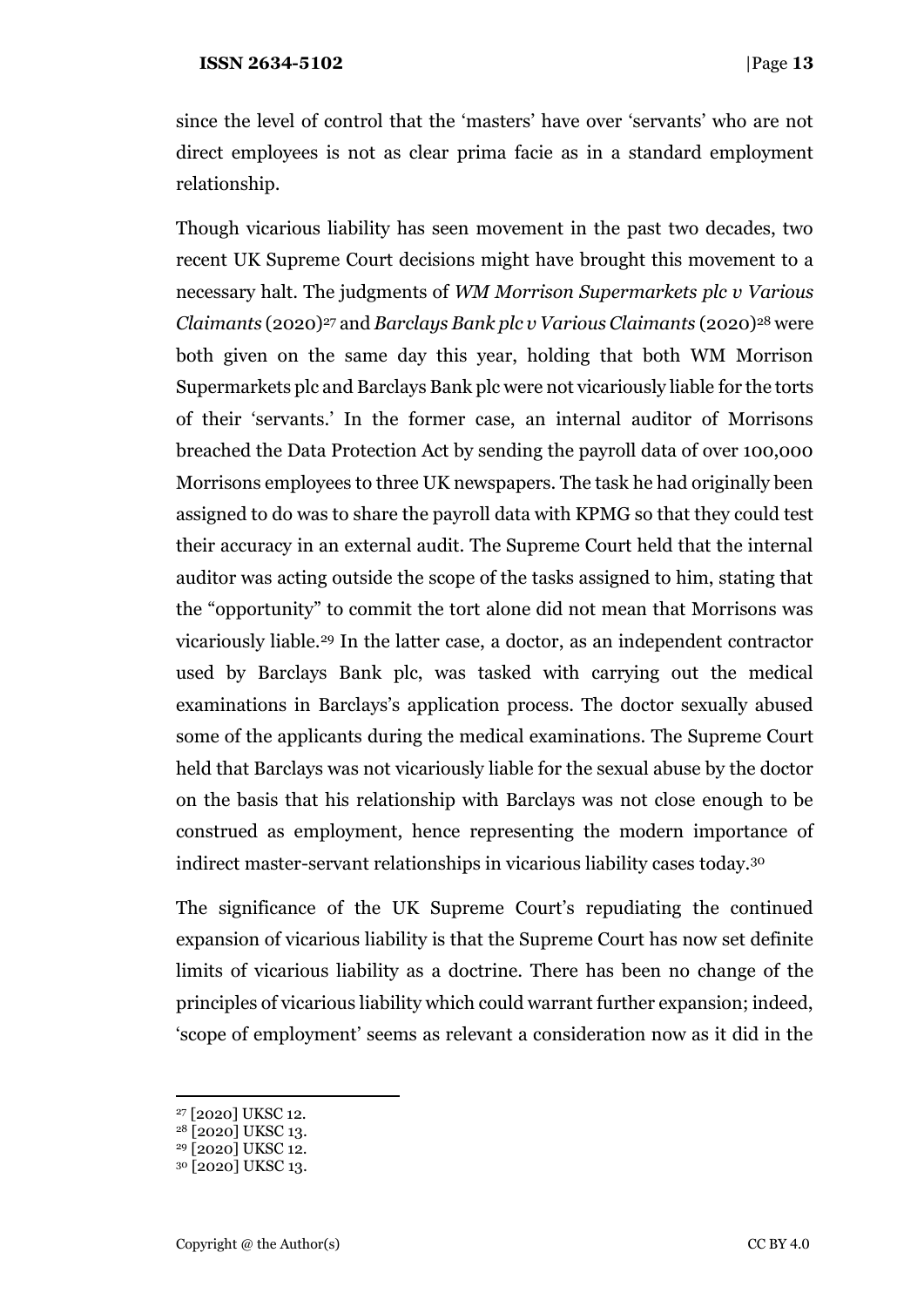since the level of control that the 'masters' have over 'servants' who are not direct employees is not as clear prima facie as in a standard employment relationship.

Though vicarious liability has seen movement in the past two decades, two recent UK Supreme Court decisions might have brought this movement to a necessary halt. The judgments of *WM Morrison Supermarkets plc v Various Claimants* (2020)[27] and *Barclays Bank plc v Various Claimants* (2020)[28] were both given on the same day this year, holding that both WM Morrison Supermarkets plc and Barclays Bank plc were not vicariously liable for the torts of their 'servants.' In the former case, an internal auditor of Morrisons breached the Data Protection Act by sending the payroll data of over 100,000 Morrisons employees to three UK newspapers. The task he had originally been assigned to do was to share the payroll data with KPMG so that they could test their accuracy in an external audit. The Supreme Court held that the internal auditor was acting outside the scope of the tasks assigned to him, stating that the "opportunity" to commit the tort alone did not mean that Morrisons was vicariously liable.[29] In the latter case, a doctor, as an independent contractor used by Barclays Bank plc, was tasked with carrying out the medical examinations in Barclays's application process. The doctor sexually abused some of the applicants during the medical examinations. The Supreme Court held that Barclays was not vicariously liable for the sexual abuse by the doctor on the basis that his relationship with Barclays was not close enough to be construed as employment, hence representing the modern importance of indirect master-servant relationships in vicarious liability cases today.[30]

The significance of the UK Supreme Court's repudiating the continued expansion of vicarious liability is that the Supreme Court has now set definite limits of vicarious liability as a doctrine. There has been no change of the principles of vicarious liability which could warrant further expansion; indeed, 'scope of employment' seems as relevant a consideration now as it did in the

[27] [2020] UKSC 12.

[28] [2020] UKSC 13.

[29] [2020] UKSC 12.

[30] [2020] UKSC 13.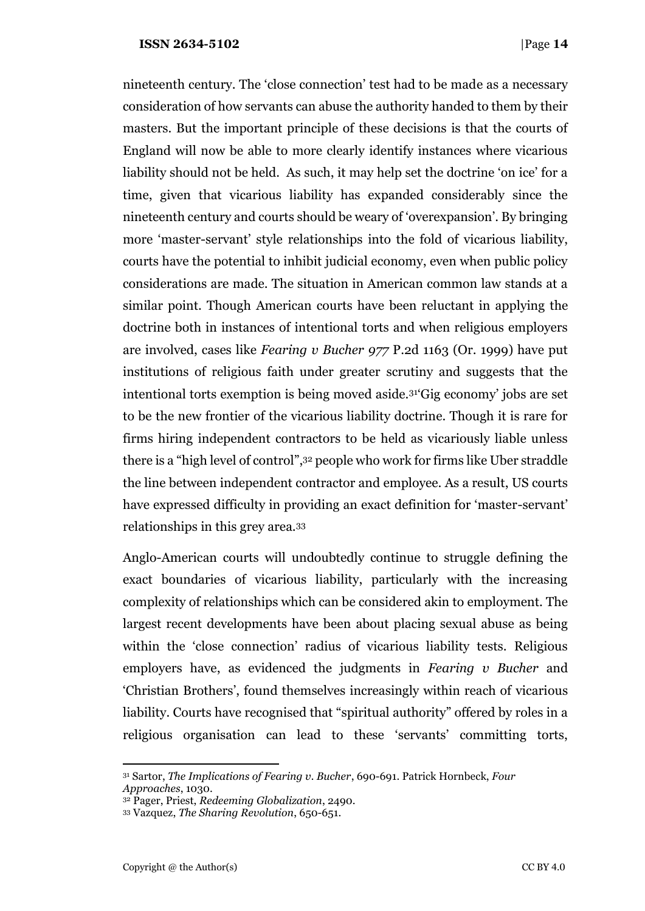nineteenth century. The 'close connection' test had to be made as a necessary consideration of how servants can abuse the authority handed to them by their masters. But the important principle of these decisions is that the courts of England will now be able to more clearly identify instances where vicarious liability should not be held. As such, it may help set the doctrine 'on ice' for a time, given that vicarious liability has expanded considerably since the nineteenth century and courts should be weary of 'overexpansion'. By bringing more 'master-servant' style relationships into the fold of vicarious liability, courts have the potential to inhibit judicial economy, even when public policy considerations are made. The situation in American common law stands at a similar point. Though American courts have been reluctant in applying the doctrine both in instances of intentional torts and when religious employers are involved, cases like *Fearing v Bucher 977* P.2d 1163 (Or. 1999) have put institutions of religious faith under greater scrutiny and suggests that the intentional torts exemption is being moved aside.[31]'Gig economy' jobs are set to be the new frontier of the vicarious liability doctrine. Though it is rare for firms hiring independent contractors to be held as vicariously liable unless there is a "high level of control",[32] people who work for firms like Uber straddle the line between independent contractor and employee. As a result, US courts have expressed difficulty in providing an exact definition for 'master-servant' relationships in this grey area.[33]

Anglo-American courts will undoubtedly continue to struggle defining the exact boundaries of vicarious liability, particularly with the increasing complexity of relationships which can be considered akin to employment. The largest recent developments have been about placing sexual abuse as being within the 'close connection' radius of vicarious liability tests. Religious employers have, as evidenced the judgments in *Fearing v Bucher* and 'Christian Brothers', found themselves increasingly within reach of vicarious liability. Courts have recognised that "spiritual authority" offered by roles in a religious organisation can lead to these 'servants' committing torts,

---

[31] Sartor, *The Implications of Fearing v. Bucher*, 690-691. Patrick Hornbeck, *Four Approaches*, 1030.

[32] Pager, Priest, *Redeeming Globalization*, 2490.

[33] Vazquez, *The Sharing Revolution*, 650-651.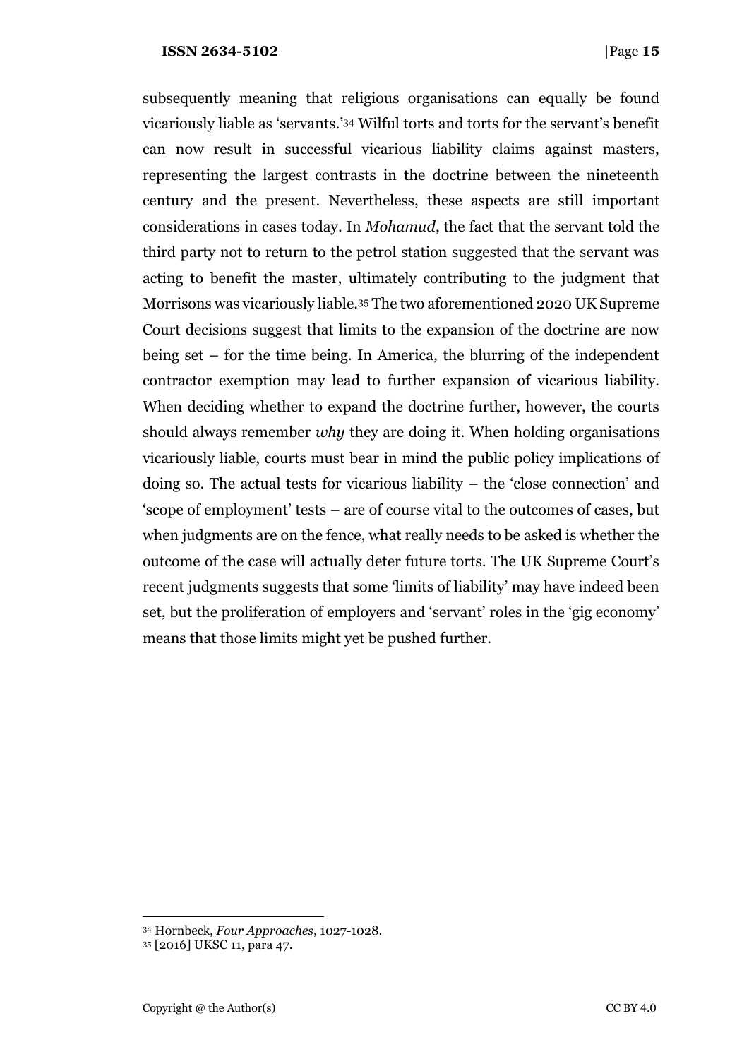subsequently meaning that religious organisations can equally be found vicariously liable as 'servants.'[34] Wilful torts and torts for the servant's benefit can now result in successful vicarious liability claims against masters, representing the largest contrasts in the doctrine between the nineteenth century and the present. Nevertheless, these aspects are still important considerations in cases today. In *Mohamud*, the fact that the servant told the third party not to return to the petrol station suggested that the servant was acting to benefit the master, ultimately contributing to the judgment that Morrisons was vicariously liable.[35] The two aforementioned 2020 UK Supreme Court decisions suggest that limits to the expansion of the doctrine are now being set – for the time being. In America, the blurring of the independent contractor exemption may lead to further expansion of vicarious liability. When deciding whether to expand the doctrine further, however, the courts should always remember *why* they are doing it. When holding organisations vicariously liable, courts must bear in mind the public policy implications of doing so. The actual tests for vicarious liability – the 'close connection' and 'scope of employment' tests – are of course vital to the outcomes of cases, but when judgments are on the fence, what really needs to be asked is whether the outcome of the case will actually deter future torts. The UK Supreme Court's recent judgments suggests that some 'limits of liability' may have indeed been set, but the proliferation of employers and 'servant' roles in the 'gig economy' means that those limits might yet be pushed further.

---

[34] Hornbeck, *Four Approaches*, 1027-1028.

[35] [2016] UKSC 11, para 47.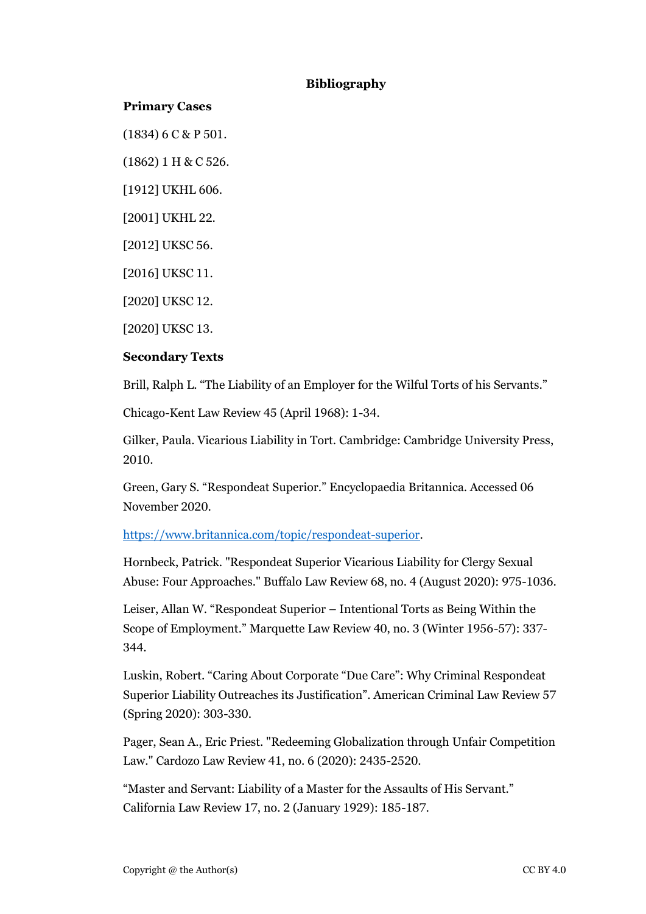**Bibliography**

**Primary Cases**

(1834) 6 C & P 501.

(1862) 1 H & C 526.

[1912] UKHL 606.

[2001] UKHL 22.

[2012] UKSC 56.

[2016] UKSC 11.

[2020] UKSC 12.

[2020] UKSC 13.

**Secondary Texts**

Brill, Ralph L. "The Liability of an Employer for the Wilful Torts of his Servants."

Chicago-Kent Law Review 45 (April 1968): 1-34.

Gilker, Paula. Vicarious Liability in Tort. Cambridge: Cambridge University Press, 2010.

Green, Gary S. "Respondeat Superior." Encyclopaedia Britannica. Accessed 06 November 2020.

https://www.britannica.com/topic/respondeat-superior.

Hornbeck, Patrick. "Respondeat Superior Vicarious Liability for Clergy Sexual Abuse: Four Approaches." Buffalo Law Review 68, no. 4 (August 2020): 975-1036.

Leiser, Allan W. "Respondeat Superior – Intentional Torts as Being Within the Scope of Employment." Marquette Law Review 40, no. 3 (Winter 1956-57): 337-344.

Luskin, Robert. "Caring About Corporate "Due Care": Why Criminal Respondeat Superior Liability Outreaches its Justification". American Criminal Law Review 57 (Spring 2020): 303-330.

Pager, Sean A., Eric Priest. "Redeeming Globalization through Unfair Competition Law." Cardozo Law Review 41, no. 6 (2020): 2435-2520.

"Master and Servant: Liability of a Master for the Assaults of His Servant." California Law Review 17, no. 2 (January 1929): 185-187.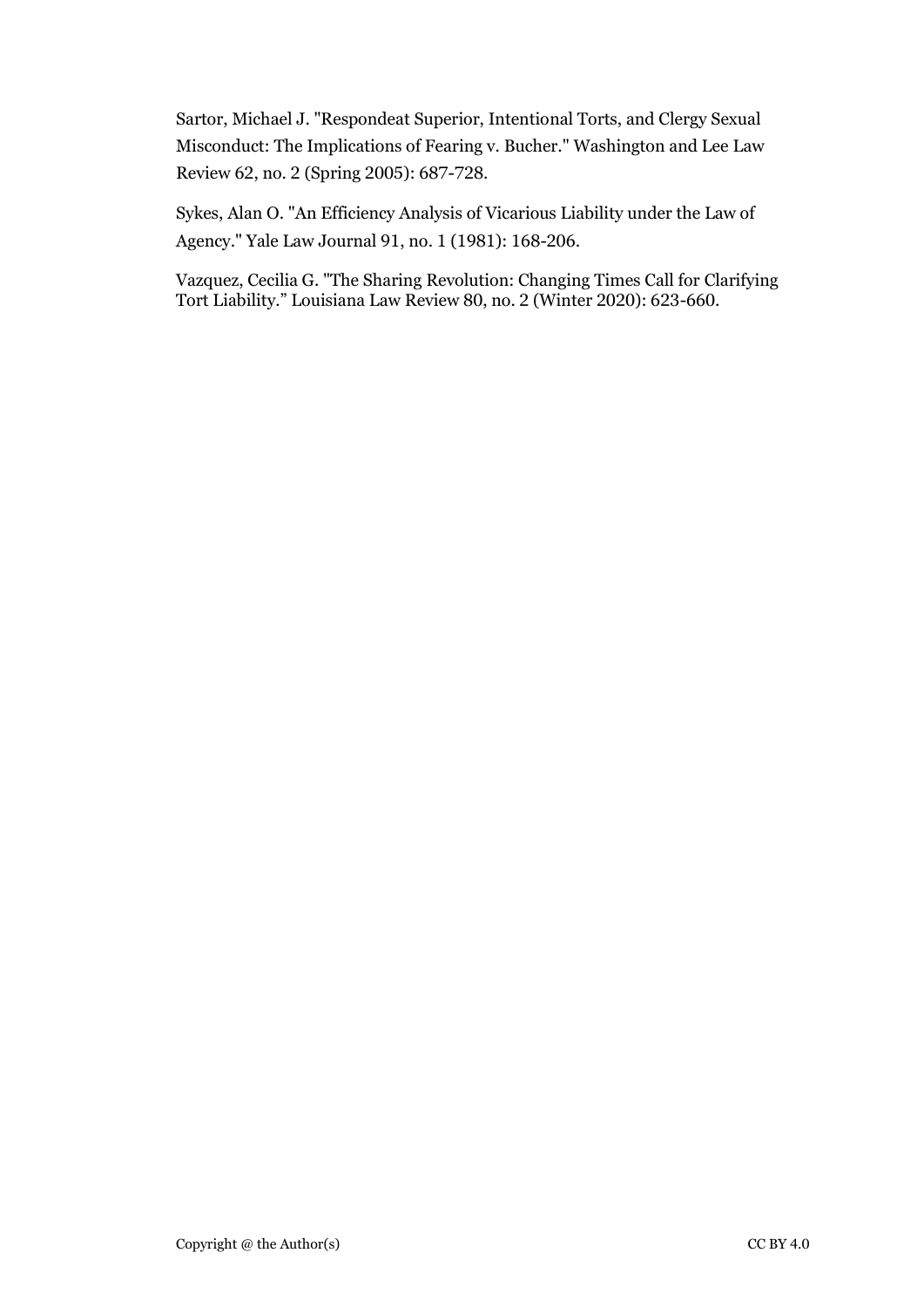Sartor, Michael J. "Respondeat Superior, Intentional Torts, and Clergy Sexual Misconduct: The Implications of Fearing v. Bucher." Washington and Lee Law Review 62, no. 2 (Spring 2005): 687-728.

Sykes, Alan O. "An Efficiency Analysis of Vicarious Liability under the Law of Agency." Yale Law Journal 91, no. 1 (1981): 168-206.

Vazquez, Cecilia G. "The Sharing Revolution: Changing Times Call for Clarifying Tort Liability." Louisiana Law Review 80, no. 2 (Winter 2020): 623-660.